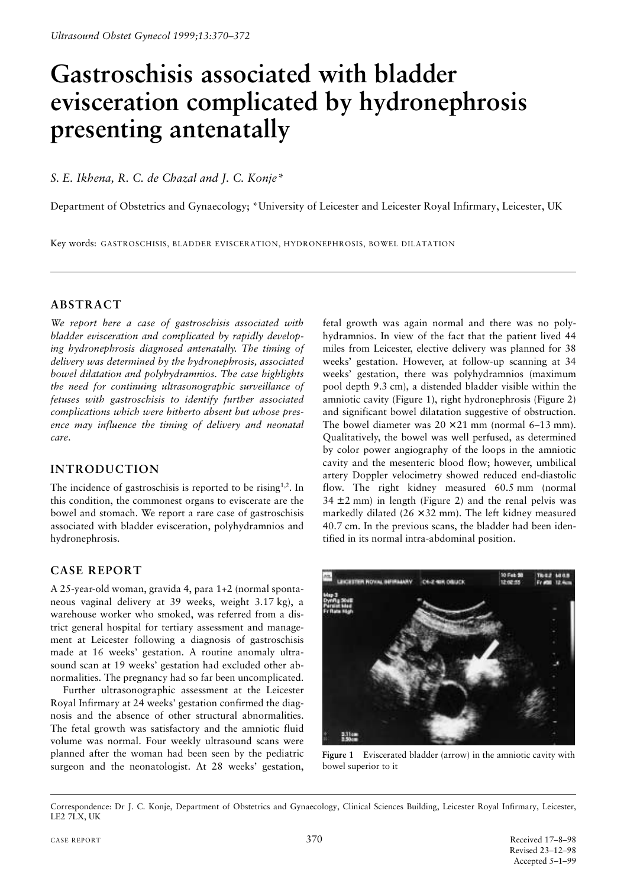# Gastroschisis associated with bladder evisceration complicated by hydronephrosis presenting antenatally

*S. E. Ikhena, R. C. de Chazal and J. C. Konje**

Department of Obstetrics and Gynaecology; *University of Leicester and Leicester Royal Infirmary, Leicester, UK

Key words: GASTROSCHISIS, BLADDER EVISCERATION, HYDRONEPHROSIS, BOWEL DILATATION

## ABSTRACT

*We report here a case of gastroschisis associated with bladder evisceration and complicated by rapidly developing hydronephrosis diagnosed antenatally. The timing of delivery was determined by the hydronephrosis, associated bowel dilatation and polyhydramnios. The case highlights the need for continuing ultrasonographic surveillance of fetuses with gastroschisis to identify further associated complications which were hitherto absent but whose presence may influence the timing of delivery and neonatal care.*

## INTRODUCTION

The incidence of gastroschisis is reported to be rising[1,2]. In this condition, the commonest organs to eviscerate are the bowel and stomach. We report a rare case of gastroschisis associated with bladder evisceration, polyhydramnios and hydronephrosis.

## CASE REPORT

A 25-year-old woman, gravida 4, para 1+2 (normal spontaneous vaginal delivery at 39 weeks, weight 3.17 kg), a warehouse worker who smoked, was referred from a district general hospital for tertiary assessment and management at Leicester following a diagnosis of gastroschisis made at 16 weeks' gestation. A routine anomaly ultrasound scan at 19 weeks' gestation had excluded other abnormalities. The pregnancy had so far been uncomplicated.

Further ultrasonographic assessment at the Leicester Royal Infirmary at 24 weeks' gestation confirmed the diagnosis and the absence of other structural abnormalities. The fetal growth was satisfactory and the amniotic fluid volume was normal. Four weekly ultrasound scans were planned after the woman had been seen by the pediatric surgeon and the neonatologist. At 28 weeks' gestation, fetal growth was again normal and there was no polyhydramnios. In view of the fact that the patient lived 44 miles from Leicester, elective delivery was planned for 38 weeks' gestation. However, at follow-up scanning at 34 weeks' gestation, there was polyhydramnios (maximum pool depth 9.3 cm), a distended bladder visible within the amniotic cavity (Figure 1), right hydronephrosis (Figure 2) and significant bowel dilatation suggestive of obstruction. The bowel diameter was 20 × 21 mm (normal 6–13 mm). Qualitatively, the bowel was well perfused, as determined by color power angiography of the loops in the amniotic cavity and the mesenteric blood flow; however, umbilical artery Doppler velocimetry showed reduced end-diastolic flow. The right kidney measured 60.5 mm (normal 34 ± 2 mm) in length (Figure 2) and the renal pelvis was markedly dilated (26 × 32 mm). The left kidney measured 40.7 cm. In the previous scans, the bladder had been identified in its normal intra-abdominal position.

**Figure 1** Eviscerated bladder (arrow) in the amniotic cavity with bowel superior to it

Correspondence: Dr J. C. Konje, Department of Obstetrics and Gynaecology, Clinical Sciences Building, Leicester Royal Infirmary, Leicester, LE2 7LX, UK

CASE REPORT

Received 17–8–98
Revised 23–12–98
Accepted 5–1–99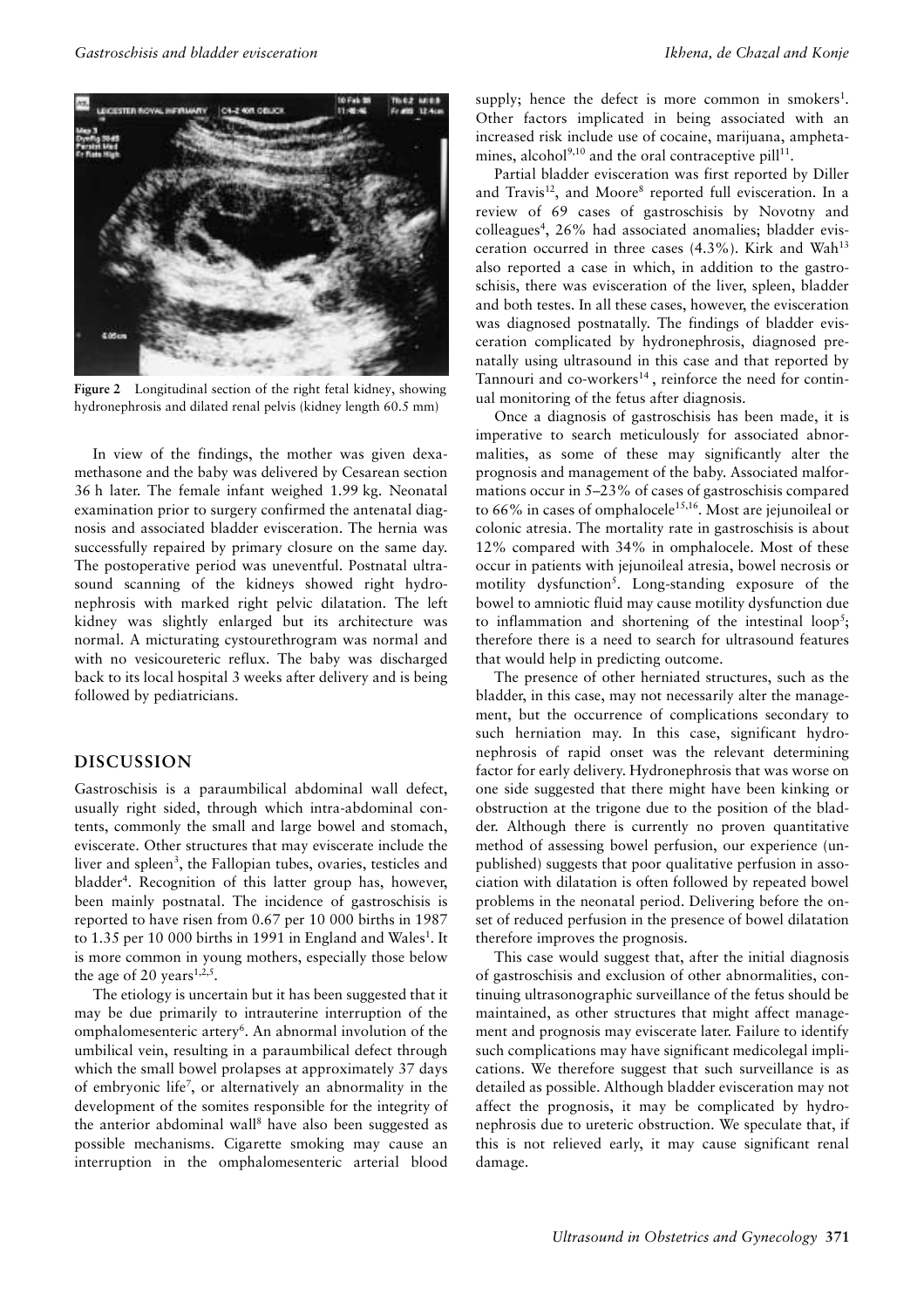**Figure 2** Longitudinal section of the right fetal kidney, showing hydronephrosis and dilated renal pelvis (kidney length 60.5 mm)

In view of the findings, the mother was given dexamethasone and the baby was delivered by Cesarean section 36 h later. The female infant weighed 1.99 kg. Neonatal examination prior to surgery confirmed the antenatal diagnosis and associated bladder evisceration. The hernia was successfully repaired by primary closure on the same day. The postoperative period was uneventful. Postnatal ultrasound scanning of the kidneys showed right hydronephrosis with marked right pelvic dilatation. The left kidney was slightly enlarged but its architecture was normal. A micturating cystourethrogram was normal and with no vesicoureteric reflux. The baby was discharged back to its local hospital 3 weeks after delivery and is being followed by pediatricians.

## DISCUSSION

Gastroschisis is a paraumbilical abdominal wall defect, usually right sided, through which intra-abdominal contents, commonly the small and large bowel and stomach, eviscerate. Other structures that may eviscerate include the liver and spleen[3], the Fallopian tubes, ovaries, testicles and bladder[4]. Recognition of this latter group has, however, been mainly postnatal. The incidence of gastroschisis is reported to have risen from 0.67 per 10 000 births in 1987 to 1.35 per 10 000 births in 1991 in England and Wales[1]. It is more common in young mothers, especially those below the age of 20 years[1,2,5].

The etiology is uncertain but it has been suggested that it may be due primarily to intrauterine interruption of the omphalomesenteric artery[6]. An abnormal involution of the umbilical vein, resulting in a paraumbilical defect through which the small bowel prolapses at approximately 37 days of embryonic life[7], or alternatively an abnormality in the development of the somites responsible for the integrity of the anterior abdominal wall[8] have also been suggested as possible mechanisms. Cigarette smoking may cause an interruption in the omphalomesenteric arterial blood supply; hence the defect is more common in smokers[1]. Other factors implicated in being associated with an increased risk include use of cocaine, marijuana, amphetamines, alcohol[9,10] and the oral contraceptive pill[11].

Partial bladder evisceration was first reported by Diller and Travis[12], and Moore[8] reported full evisceration. In a review of 69 cases of gastroschisis by Novotny and colleagues[4], 26% had associated anomalies; bladder evisceration occurred in three cases (4.3%). Kirk and Wah[13] also reported a case in which, in addition to the gastroschisis, there was evisceration of the liver, spleen, bladder and both testes. In all these cases, however, the evisceration was diagnosed postnatally. The findings of bladder evisceration complicated by hydronephrosis, diagnosed prenatally using ultrasound in this case and that reported by Tannouri and co-workers[14], reinforce the need for continual monitoring of the fetus after diagnosis.

Once a diagnosis of gastroschisis has been made, it is imperative to search meticulously for associated abnormalities, as some of these may significantly alter the prognosis and management of the baby. Associated malformations occur in 5–23% of cases of gastroschisis compared to 66% in cases of omphalocele[15,16]. Most are jejunoileal or colonic atresia. The mortality rate in gastroschisis is about 12% compared with 34% in omphalocele. Most of these occur in patients with jejunoileal atresia, bowel necrosis or motility dysfunction[5]. Long-standing exposure of the bowel to amniotic fluid may cause motility dysfunction due to inflammation and shortening of the intestinal loop[5]; therefore there is a need to search for ultrasound features that would help in predicting outcome.

The presence of other herniated structures, such as the bladder, in this case, may not necessarily alter the management, but the occurrence of complications secondary to such herniation may. In this case, significant hydronephrosis of rapid onset was the relevant determining factor for early delivery. Hydronephrosis that was worse on one side suggested that there might have been kinking or obstruction at the trigone due to the position of the bladder. Although there is currently no proven quantitative method of assessing bowel perfusion, our experience (unpublished) suggests that poor qualitative perfusion in association with dilatation is often followed by repeated bowel problems in the neonatal period. Delivering before the onset of reduced perfusion in the presence of bowel dilatation therefore improves the prognosis.

This case would suggest that, after the initial diagnosis of gastroschisis and exclusion of other abnormalities, continuing ultrasonographic surveillance of the fetus should be maintained, as other structures that might affect management and prognosis may eviscerate later. Failure to identify such complications may have significant medicolegal implications. We therefore suggest that such surveillance is as detailed as possible. Although bladder evisceration may not affect the prognosis, it may be complicated by hydronephrosis due to ureteric obstruction. We speculate that, if this is not relieved early, it may cause significant renal damage.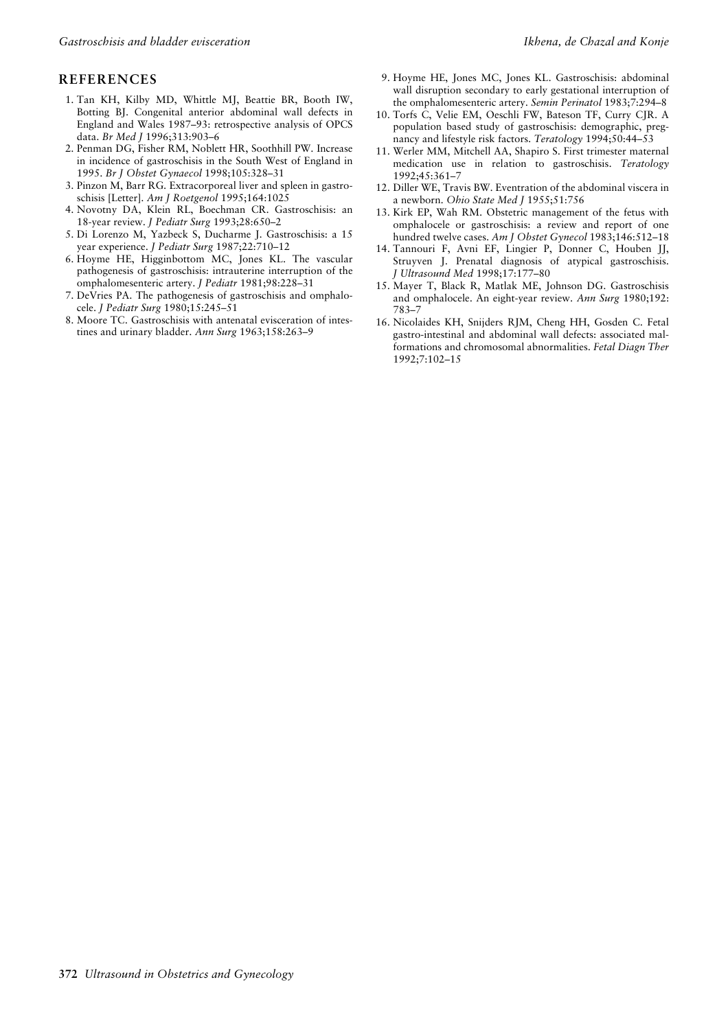## REFERENCES

1. Tan KH, Kilby MD, Whittle MJ, Beattie BR, Booth IW, Botting BJ. Congenital anterior abdominal wall defects in England and Wales 1987–93: retrospective analysis of OPCS data. *Br Med J* 1996;313:903–6
2. Penman DG, Fisher RM, Noblett HR, Soothhill PW. Increase in incidence of gastroschisis in the South West of England in 1995. *Br J Obstet Gynaecol* 1998;105:328–31
3. Pinzon M, Barr RG. Extracorporeal liver and spleen in gastroschisis [Letter]. *Am J Roetgenol* 1995;164:1025
4. Novotny DA, Klein RL, Boechman CR. Gastroschisis: an 18-year review. *J Pediatr Surg* 1993;28:650–2
5. Di Lorenzo M, Yazbeck S, Ducharme J. Gastroschisis: a 15 year experience. *J Pediatr Surg* 1987;22:710–12
6. Hoyme HE, Higginbottom MC, Jones KL. The vascular pathogenesis of gastroschisis: intrauterine interruption of the omphalomesenteric artery. *J Pediatr* 1981;98:228–31
7. DeVries PA. The pathogenesis of gastroschisis and omphalocele. *J Pediatr Surg* 1980;15:245–51
8. Moore TC. Gastroschisis with antenatal evisceration of intestines and urinary bladder. *Ann Surg* 1963;158:263–9
9. Hoyme HE, Jones MC, Jones KL. Gastroschisis: abdominal wall disruption secondary to early gestational interruption of the omphalomesenteric artery. *Semin Perinatol* 1983;7:294–8
10. Torfs C, Velie EM, Oeschli FW, Bateson TF, Curry CJR. A population based study of gastroschisis: demographic, pregnancy and lifestyle risk factors. *Teratology* 1994;50:44–53
11. Werler MM, Mitchell AA, Shapiro S. First trimester maternal medication use in relation to gastroschisis. *Teratology* 1992;45:361–7
12. Diller WE, Travis BW. Eventration of the abdominal viscera in a newborn. *Ohio State Med J* 1955;51:756
13. Kirk EP, Wah RM. Obstetric management of the fetus with omphalocele or gastroschisis: a review and report of one hundred twelve cases. *Am J Obstet Gynecol* 1983;146:512–18
14. Tannouri F, Avni EF, Lingier P, Donner C, Houben JJ, Struyven J. Prenatal diagnosis of atypical gastroschisis. *J Ultrasound Med* 1998;17:177–80
15. Mayer T, Black R, Matlak ME, Johnson DG. Gastroschisis and omphalocele. An eight-year review. *Ann Surg* 1980;192: 783–7
16. Nicolaides KH, Snijders RJM, Cheng HH, Gosden C. Fetal gastro-intestinal and abdominal wall defects: associated malformations and chromosomal abnormalities. *Fetal Diagn Ther* 1992;7:102–15